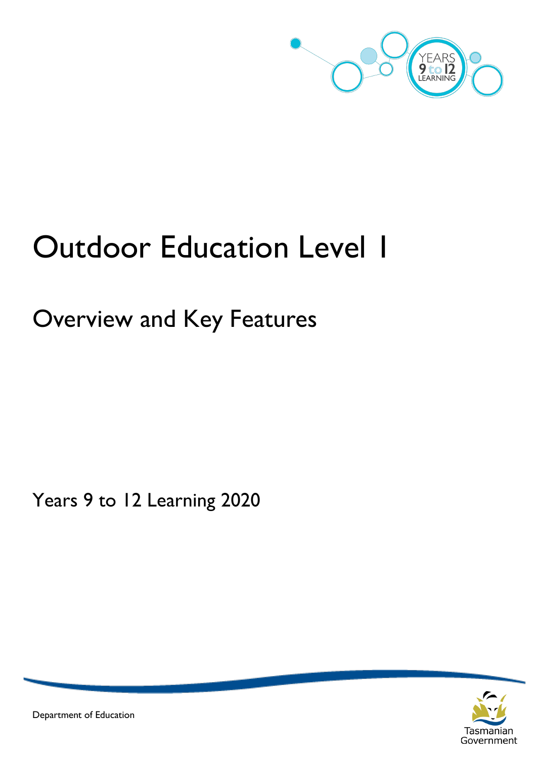# Outdoor Education Level 1

## Overview and Key Features

Years 9 to 12 Learning 2020

Department of Education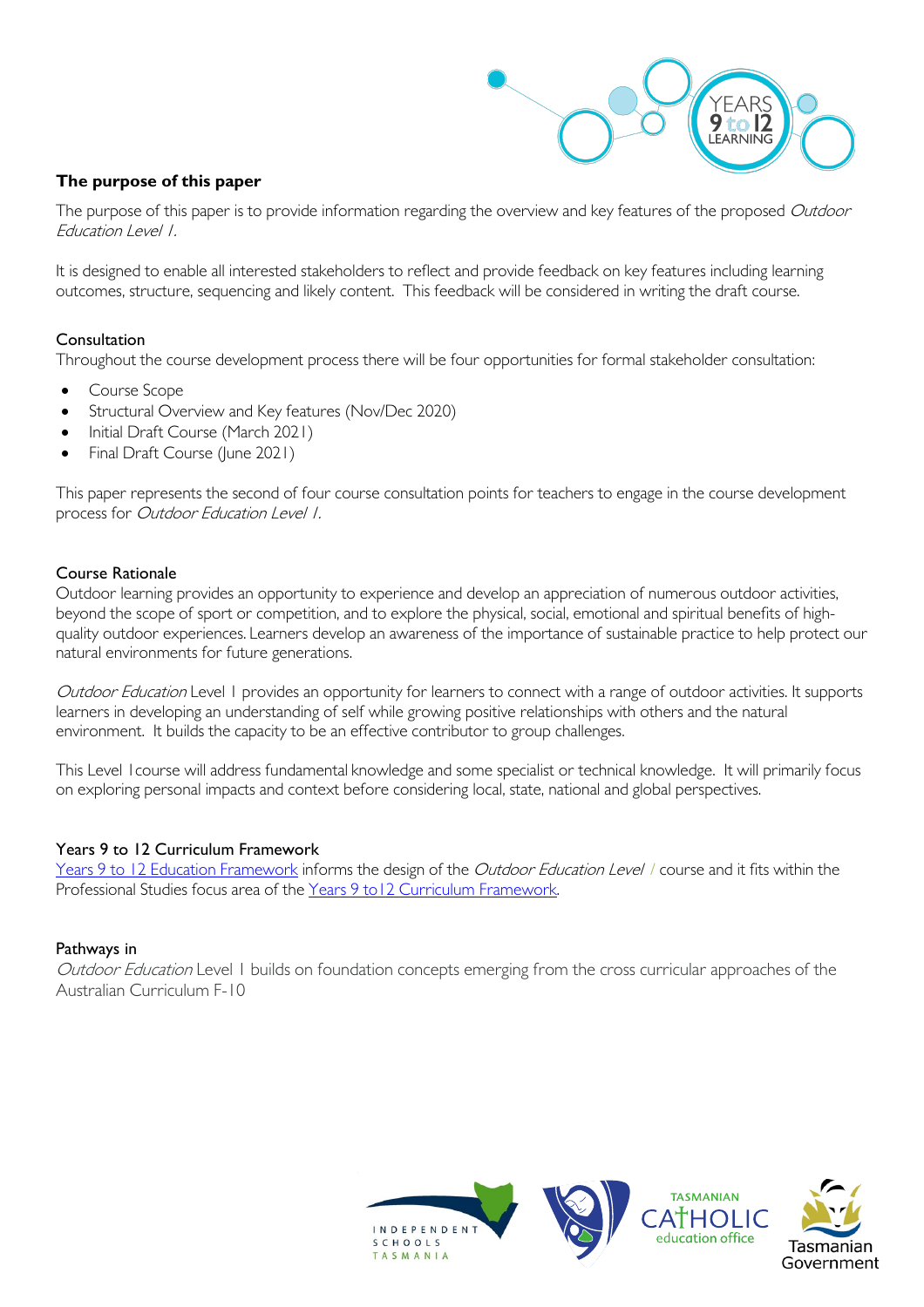## The purpose of this paper

The purpose of this paper is to provide information regarding the overview and key features of the proposed *Outdoor Education Level 1.*

It is designed to enable all interested stakeholders to reflect and provide feedback on key features including learning outcomes, structure, sequencing and likely content. This feedback will be considered in writing the draft course.

### Consultation

Throughout the course development process there will be four opportunities for formal stakeholder consultation:

- Course Scope
- Structural Overview and Key features (Nov/Dec 2020)
- Initial Draft Course (March 2021)
- Final Draft Course (June 2021)

This paper represents the second of four course consultation points for teachers to engage in the course development process for *Outdoor Education Level 1.*

### Course Rationale

Outdoor learning provides an opportunity to experience and develop an appreciation of numerous outdoor activities, beyond the scope of sport or competition, and to explore the physical, social, emotional and spiritual benefits of high-quality outdoor experiences. Learners develop an awareness of the importance of sustainable practice to help protect our natural environments for future generations.

*Outdoor Education* Level 1 provides an opportunity for learners to connect with a range of outdoor activities. It supports learners in developing an understanding of self while growing positive relationships with others and the natural environment. It builds the capacity to be an effective contributor to group challenges.

This Level 1course will address fundamental knowledge and some specialist or technical knowledge. It will primarily focus on exploring personal impacts and context before considering local, state, national and global perspectives.

### Years 9 to 12 Curriculum Framework

Years 9 to 12 Education Framework informs the design of the *Outdoor Education Level 1* course and it fits within the Professional Studies focus area of the Years 9 to12 Curriculum Framework.

### Pathways in

*Outdoor Education* Level 1 builds on foundation concepts emerging from the cross curricular approaches of the Australian Curriculum F-10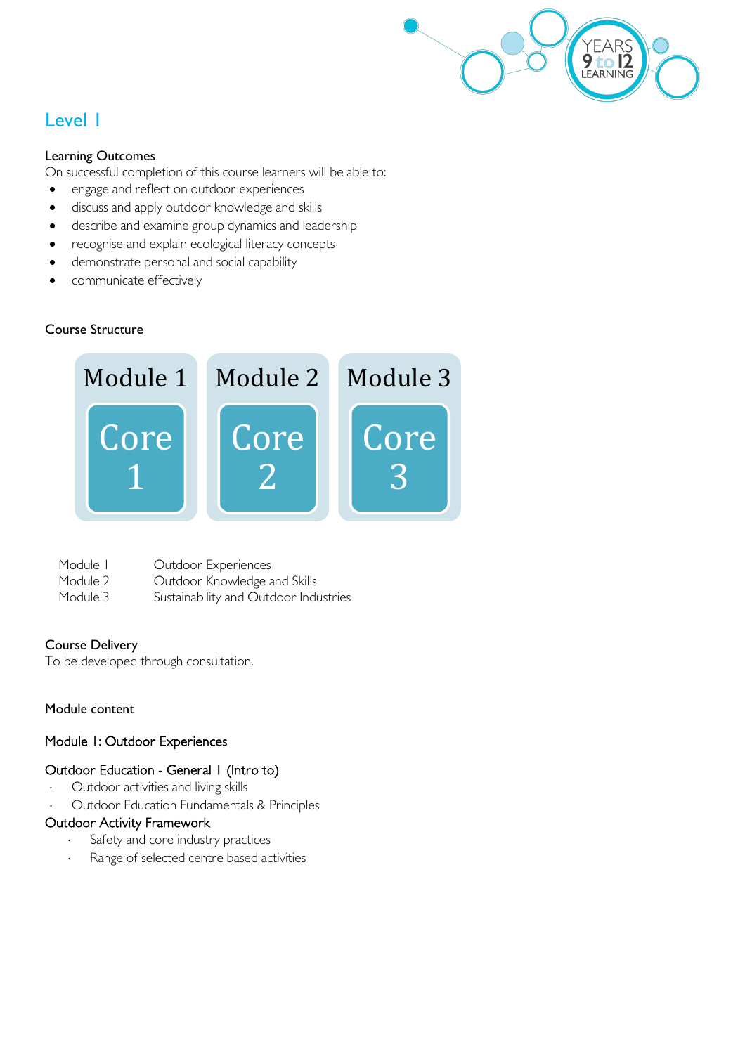## Level 1

### Learning Outcomes

On successful completion of this course learners will be able to:

- engage and reflect on outdoor experiences
- discuss and apply outdoor knowledge and skills
- describe and examine group dynamics and leadership
- recognise and explain ecological literacy concepts
- demonstrate personal and social capability
- communicate effectively

### Course Structure

| Module 1 | Module 2 | Module 3 |
| --- | --- | --- |
| Core 1 | Core 2 | Core 3 |

| | |
| --- | --- |
| Module 1 | Outdoor Experiences |
| Module 2 | Outdoor Knowledge and Skills |
| Module 3 | Sustainability and Outdoor Industries |

### Course Delivery

To be developed through consultation.

### Module content

#### Module 1: Outdoor Experiences

**Outdoor Education - General 1 (Intro to)**

- Outdoor activities and living skills
- Outdoor Education Fundamentals & Principles

**Outdoor Activity Framework**

- Safety and core industry practices
- Range of selected centre based activities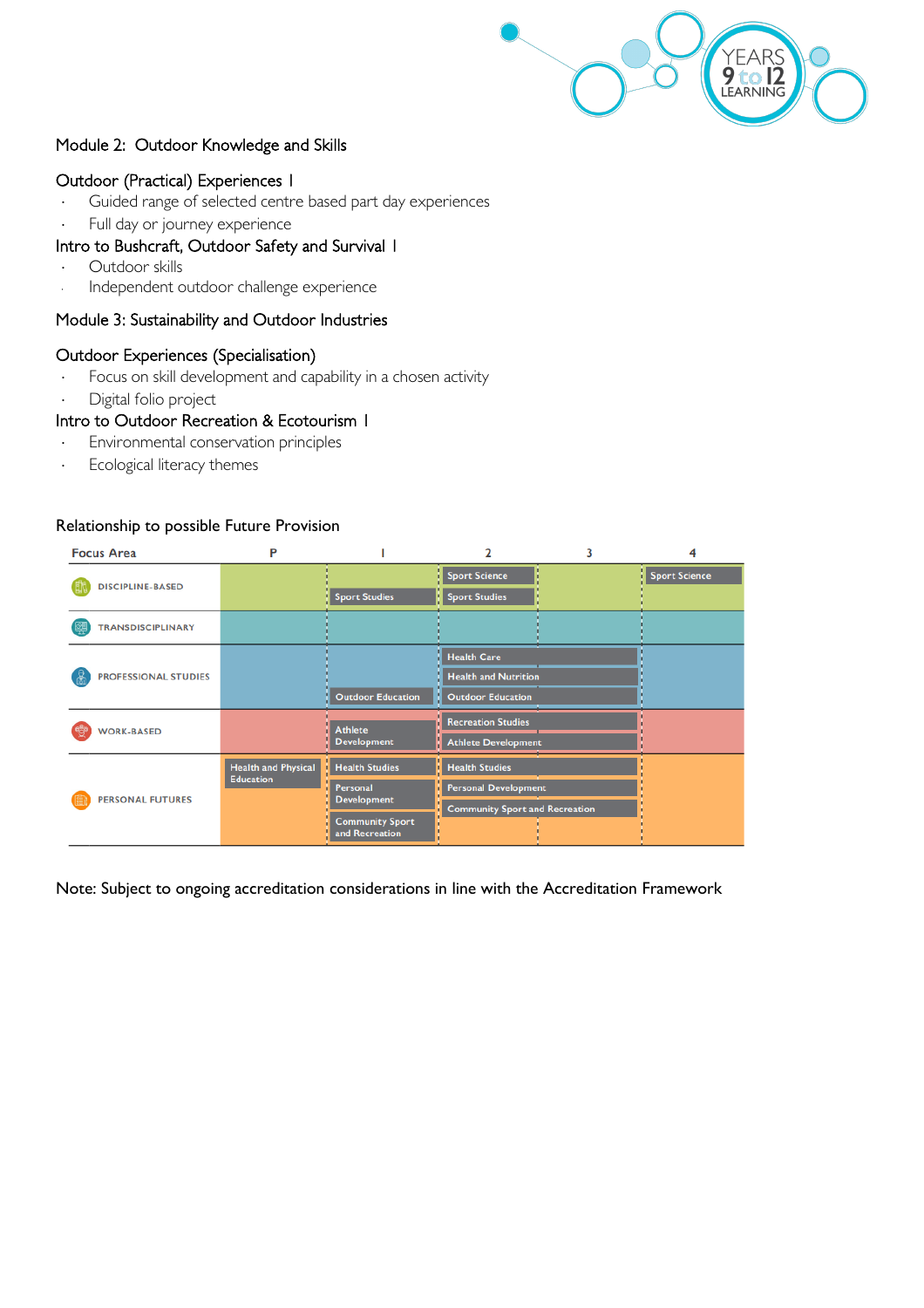Module 2: Outdoor Knowledge and Skills

Outdoor (Practical) Experiences I

- Guided range of selected centre based part day experiences
- Full day or journey experience

Intro to Bushcraft, Outdoor Safety and Survival I

- Outdoor skills
- Independent outdoor challenge experience

Module 3: Sustainability and Outdoor Industries

Outdoor Experiences (Specialisation)

- Focus on skill development and capability in a chosen activity
- Digital folio project

Intro to Outdoor Recreation & Ecotourism I

- Environmental conservation principles
- Ecological literacy themes

Relationship to possible Future Provision

| Focus Area | P | 1 | 2 | 3 | 4 |
|---|---|---|---|---|---|
| DISCIPLINE-BASED | | Sport Studies | Sport Science<br>Sport Studies | | Sport Science |
| TRANSDISCIPLINARY | | | | | |
| PROFESSIONAL STUDIES | | Outdoor Education | Health Care<br>Health and Nutrition<br>Outdoor Education | | |
| WORK-BASED | | Athlete Development | Recreation Studies<br>Athlete Development | | |
| PERSONAL FUTURES | Health and Physical Education | Health Studies<br>Personal Development<br>Community Sport and Recreation | Health Studies<br>Personal Development<br>Community Sport and Recreation | | |

Note: Subject to ongoing accreditation considerations in line with the Accreditation Framework